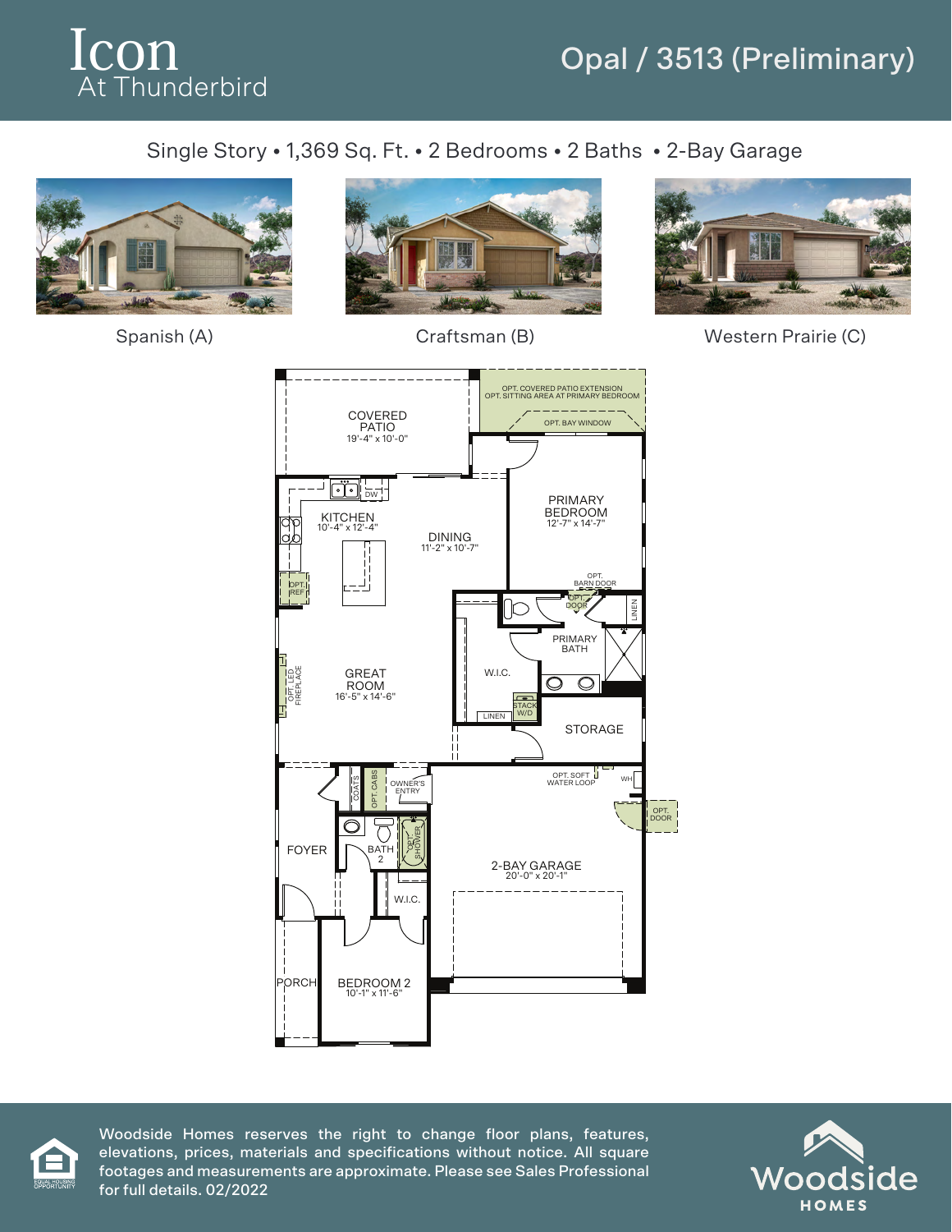# Icon
At Thunderbird

## Opal / 3513 (Preliminary)

Single Story • 1,369 Sq. Ft. • 2 Bedrooms • 2 Baths • 2-Bay Garage

Spanish (A)

Craftsman (B)

Western Prairie (C)

OPT. COVERED PATIO EXTENSION
OPT. SITTING AREA AT PRIMARY BEDROOM

OPT. BAY WINDOW

COVERED PATIO
19'-4" x 10'-0"

KITCHEN
10'-4" x 12'-4"

DW

OPT. REF

DINING
11'-2" x 10'-7"

PRIMARY BEDROOM
12'-7" x 14'-7"

OPT. BARN DOOR

OPT. DOOR

LINEN

PRIMARY BATH

W.I.C.

LINEN

STACK W/D

OPT. LED FIREPLACE

GREAT ROOM
16'-5" x 14'-6"

STORAGE

COATS

OPT. CABS

OWNER'S ENTRY

OPT. SOFT WATER LOOP

WH

OPT. DOOR

FOYER

BATH 2

OPT. SHOWER

W.I.C.

2-BAY GARAGE
20'-0" x 20'-1"

PORCH

BEDROOM 2
10'-1" x 11'-6"

Woodside Homes reserves the right to change floor plans, features, elevations, prices, materials and specifications without notice. All square footages and measurements are approximate. Please see Sales Professional for full details. 02/2022

EQUAL HOUSING OPPORTUNITY

Woodside HOMES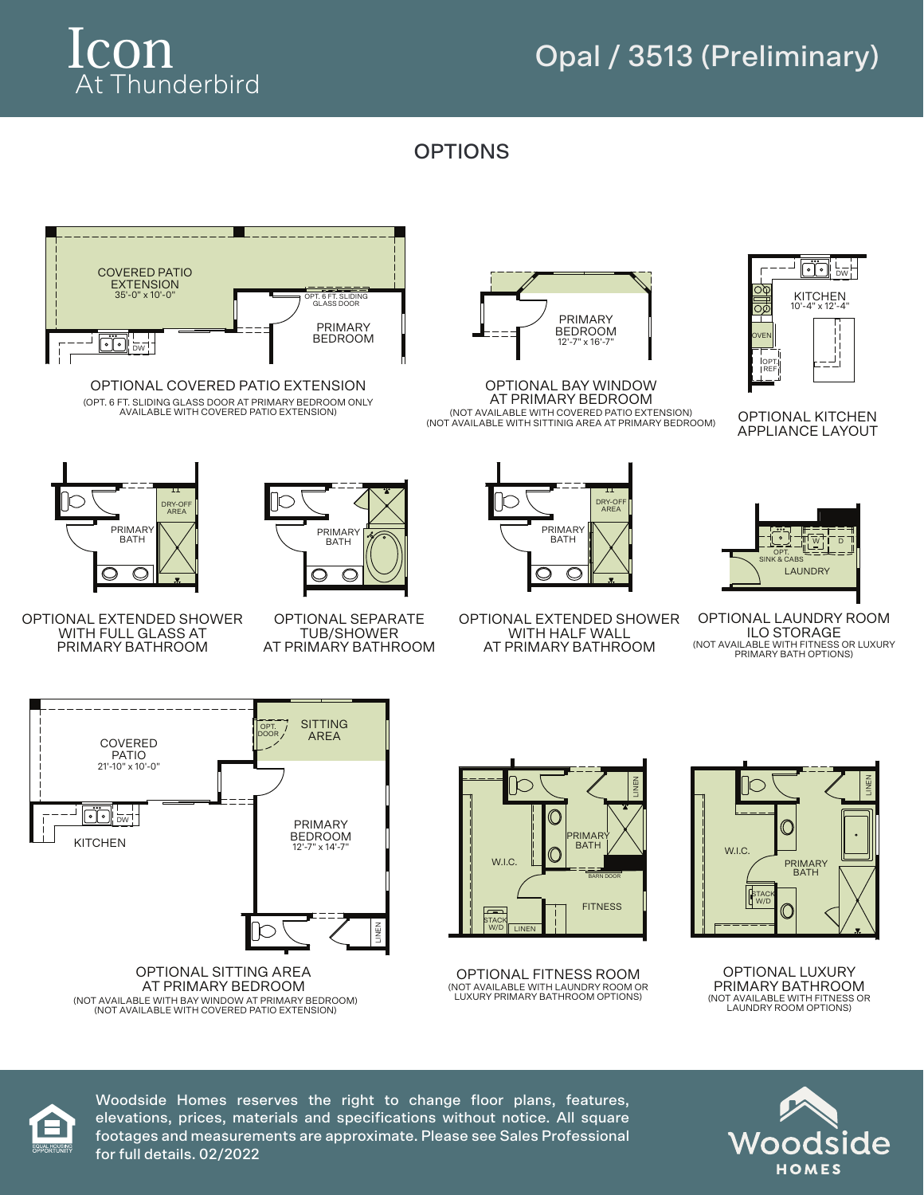# Icon
At Thunderbird

## Opal / 3513 (Preliminary)

## OPTIONS

COVERED PATIO EXTENSION
35'-0" x 10'-0"

OPT. 6 FT. SLIDING GLASS DOOR

PRIMARY BEDROOM

DW

OPTIONAL COVERED PATIO EXTENSION
(OPT. 6 FT. SLIDING GLASS DOOR AT PRIMARY BEDROOM ONLY AVAILABLE WITH COVERED PATIO EXTENSION)

PRIMARY BEDROOM
12'-7" x 16'-7"

OPTIONAL BAY WINDOW AT PRIMARY BEDROOM
(NOT AVAILABLE WITH COVERED PATIO EXTENSION)
(NOT AVAILABLE WITH SITTINIG AREA AT PRIMARY BEDROOM)

KITCHEN
10'-4" x 12'-4"

DW

OVEN

OPT. REF

OPTIONAL KITCHEN APPLIANCE LAYOUT

DRY-OFF AREA

PRIMARY BATH

OPTIONAL EXTENDED SHOWER WITH FULL GLASS AT PRIMARY BATHROOM

PRIMARY BATH

OPTIONAL SEPARATE TUB/SHOWER AT PRIMARY BATHROOM

DRY-OFF AREA

PRIMARY BATH

OPTIONAL EXTENDED SHOWER WITH HALF WALL AT PRIMARY BATHROOM

OPT. SINK & CABS

W

D

LAUNDRY

OPTIONAL LAUNDRY ROOM ILO STORAGE
(NOT AVAILABLE WITH FITNESS OR LUXURY PRIMARY BATH OPTIONS)

COVERED PATIO
21'-10" x 10'-0"

OPT. DOOR

SITTING AREA

DW

KITCHEN

PRIMARY BEDROOM
12'-7" x 14'-7"

LINEN

OPTIONAL SITTING AREA AT PRIMARY BEDROOM
(NOT AVAILABLE WITH BAY WINDOW AT PRIMARY BEDROOM)
(NOT AVAILABLE WITH COVERED PATIO EXTENSION)

LINEN

PRIMARY BATH

W.I.C.

BARN DOOR

FITNESS

STACK W/D

LINEN

OPTIONAL FITNESS ROOM
(NOT AVAILABLE WITH LAUNDRY ROOM OR LUXURY PRIMARY BATHROOM OPTIONS)

LINEN

W.I.C.

PRIMARY BATH

STACK W/D

OPTIONAL LUXURY PRIMARY BATHROOM
(NOT AVAILABLE WITH FITNESS OR LAUNDRY ROOM OPTIONS)

EQUAL HOUSING OPPORTUNITY

Woodside Homes reserves the right to change floor plans, features, elevations, prices, materials and specifications without notice. All square footages and measurements are approximate. Please see Sales Professional for full details. 02/2022

Woodside HOMES